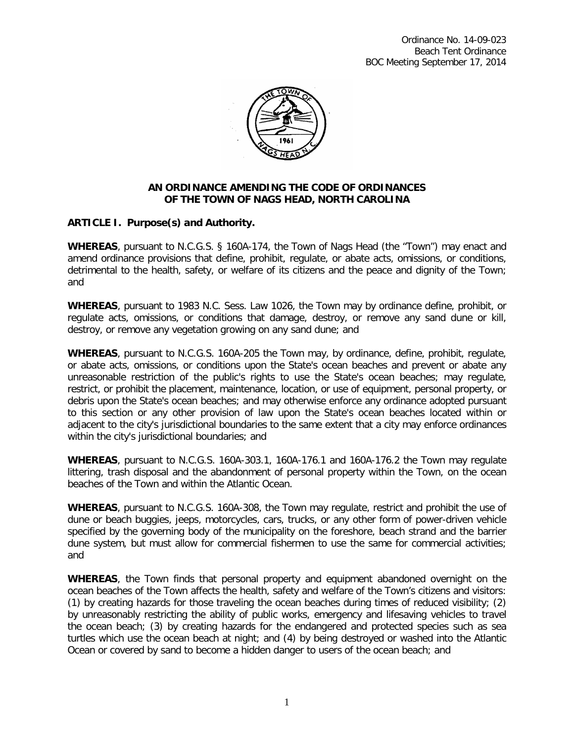Ordinance No. 14-09-023
Beach Tent Ordinance
BOC Meeting September 17, 2014

**AN ORDINANCE AMENDING THE CODE OF ORDINANCES OF THE TOWN OF NAGS HEAD, NORTH CAROLINA**

**ARTICLE I. Purpose(s) and Authority.**

**WHEREAS**, pursuant to N.C.G.S. § 160A-174, the Town of Nags Head (the "Town") may enact and amend ordinance provisions that define, prohibit, regulate, or abate acts, omissions, or conditions, detrimental to the health, safety, or welfare of its citizens and the peace and dignity of the Town; and

**WHEREAS**, pursuant to 1983 N.C. Sess. Law 1026, the Town may by ordinance define, prohibit, or regulate acts, omissions, or conditions that damage, destroy, or remove any sand dune or kill, destroy, or remove any vegetation growing on any sand dune; and

**WHEREAS**, pursuant to N.C.G.S. 160A-205 the Town may, by ordinance, define, prohibit, regulate, or abate acts, omissions, or conditions upon the State's ocean beaches and prevent or abate any unreasonable restriction of the public's rights to use the State's ocean beaches; may regulate, restrict, or prohibit the placement, maintenance, location, or use of equipment, personal property, or debris upon the State's ocean beaches; and may otherwise enforce any ordinance adopted pursuant to this section or any other provision of law upon the State's ocean beaches located within or adjacent to the city's jurisdictional boundaries to the same extent that a city may enforce ordinances within the city's jurisdictional boundaries; and

**WHEREAS**, pursuant to N.C.G.S. 160A-303.1, 160A-176.1 and 160A-176.2 the Town may regulate littering, trash disposal and the abandonment of personal property within the Town, on the ocean beaches of the Town and within the Atlantic Ocean.

**WHEREAS**, pursuant to N.C.G.S. 160A-308, the Town may regulate, restrict and prohibit the use of dune or beach buggies, jeeps, motorcycles, cars, trucks, or any other form of power-driven vehicle specified by the governing body of the municipality on the foreshore, beach strand and the barrier dune system, but must allow for commercial fishermen to use the same for commercial activities; and

**WHEREAS**, the Town finds that personal property and equipment abandoned overnight on the ocean beaches of the Town affects the health, safety and welfare of the Town's citizens and visitors: (1) by creating hazards for those traveling the ocean beaches during times of reduced visibility; (2) by unreasonably restricting the ability of public works, emergency and lifesaving vehicles to travel the ocean beach; (3) by creating hazards for the endangered and protected species such as sea turtles which use the ocean beach at night; and (4) by being destroyed or washed into the Atlantic Ocean or covered by sand to become a hidden danger to users of the ocean beach; and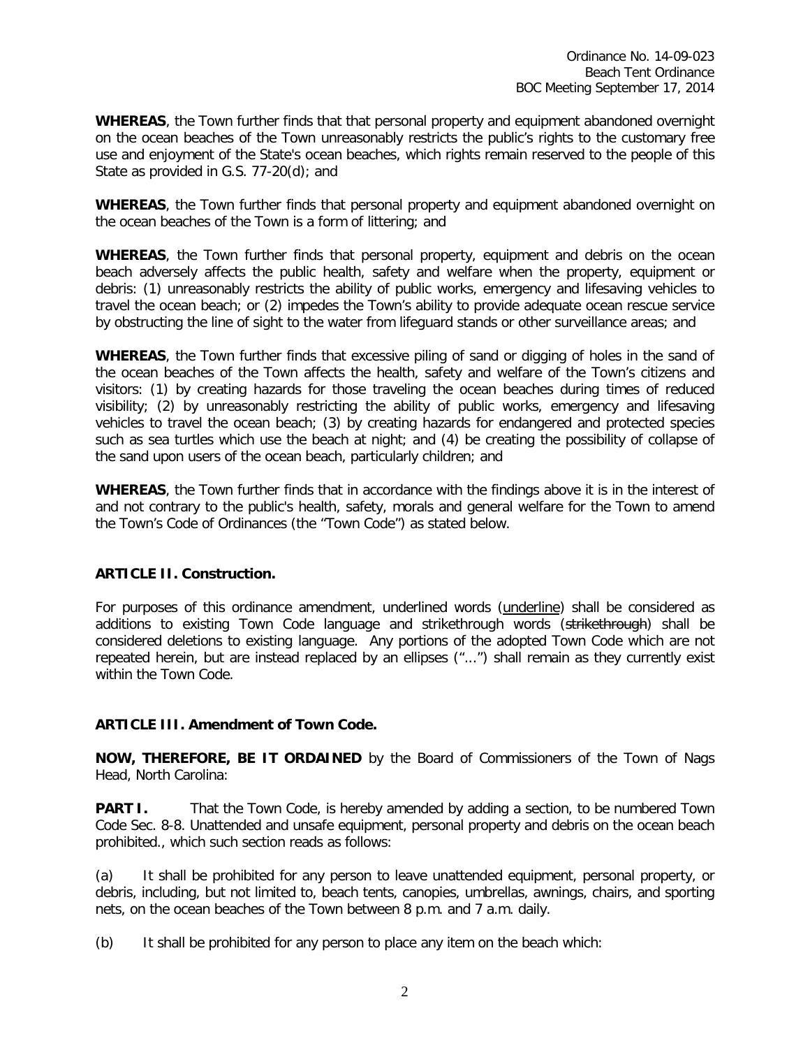**WHEREAS**, the Town further finds that that personal property and equipment abandoned overnight on the ocean beaches of the Town unreasonably restricts the public's rights to the customary free use and enjoyment of the State's ocean beaches, which rights remain reserved to the people of this State as provided in G.S. 77-20(d); and

**WHEREAS**, the Town further finds that personal property and equipment abandoned overnight on the ocean beaches of the Town is a form of littering; and

**WHEREAS**, the Town further finds that personal property, equipment and debris on the ocean beach adversely affects the public health, safety and welfare when the property, equipment or debris: (1) unreasonably restricts the ability of public works, emergency and lifesaving vehicles to travel the ocean beach; or (2) impedes the Town's ability to provide adequate ocean rescue service by obstructing the line of sight to the water from lifeguard stands or other surveillance areas; and

**WHEREAS**, the Town further finds that excessive piling of sand or digging of holes in the sand of the ocean beaches of the Town affects the health, safety and welfare of the Town's citizens and visitors: (1) by creating hazards for those traveling the ocean beaches during times of reduced visibility; (2) by unreasonably restricting the ability of public works, emergency and lifesaving vehicles to travel the ocean beach; (3) by creating hazards for endangered and protected species such as sea turtles which use the beach at night; and (4) be creating the possibility of collapse of the sand upon users of the ocean beach, particularly children; and

**WHEREAS**, the Town further finds that in accordance with the findings above it is in the interest of and not contrary to the public's health, safety, morals and general welfare for the Town to amend the Town's Code of Ordinances (the "Town Code") as stated below.

## ARTICLE II. Construction.

For purposes of this ordinance amendment, underlined words (<u>underline</u>) shall be considered as additions to existing Town Code language and strikethrough words (~~strikethrough~~) shall be considered deletions to existing language. Any portions of the adopted Town Code which are not repeated herein, but are instead replaced by an ellipses ("...") shall remain as they currently exist within the Town Code.

## ARTICLE III. Amendment of Town Code.

**NOW, THEREFORE, BE IT ORDAINED** by the Board of Commissioners of the Town of Nags Head, North Carolina:

**PART I.** That the Town Code, is hereby amended by adding a section, to be numbered Town Code Sec. 8-8. Unattended and unsafe equipment, personal property and debris on the ocean beach prohibited., which such section reads as follows:

(a) It shall be prohibited for any person to leave unattended equipment, personal property, or debris, including, but not limited to, beach tents, canopies, umbrellas, awnings, chairs, and sporting nets, on the ocean beaches of the Town between 8 p.m. and 7 a.m. daily.

(b) It shall be prohibited for any person to place any item on the beach which: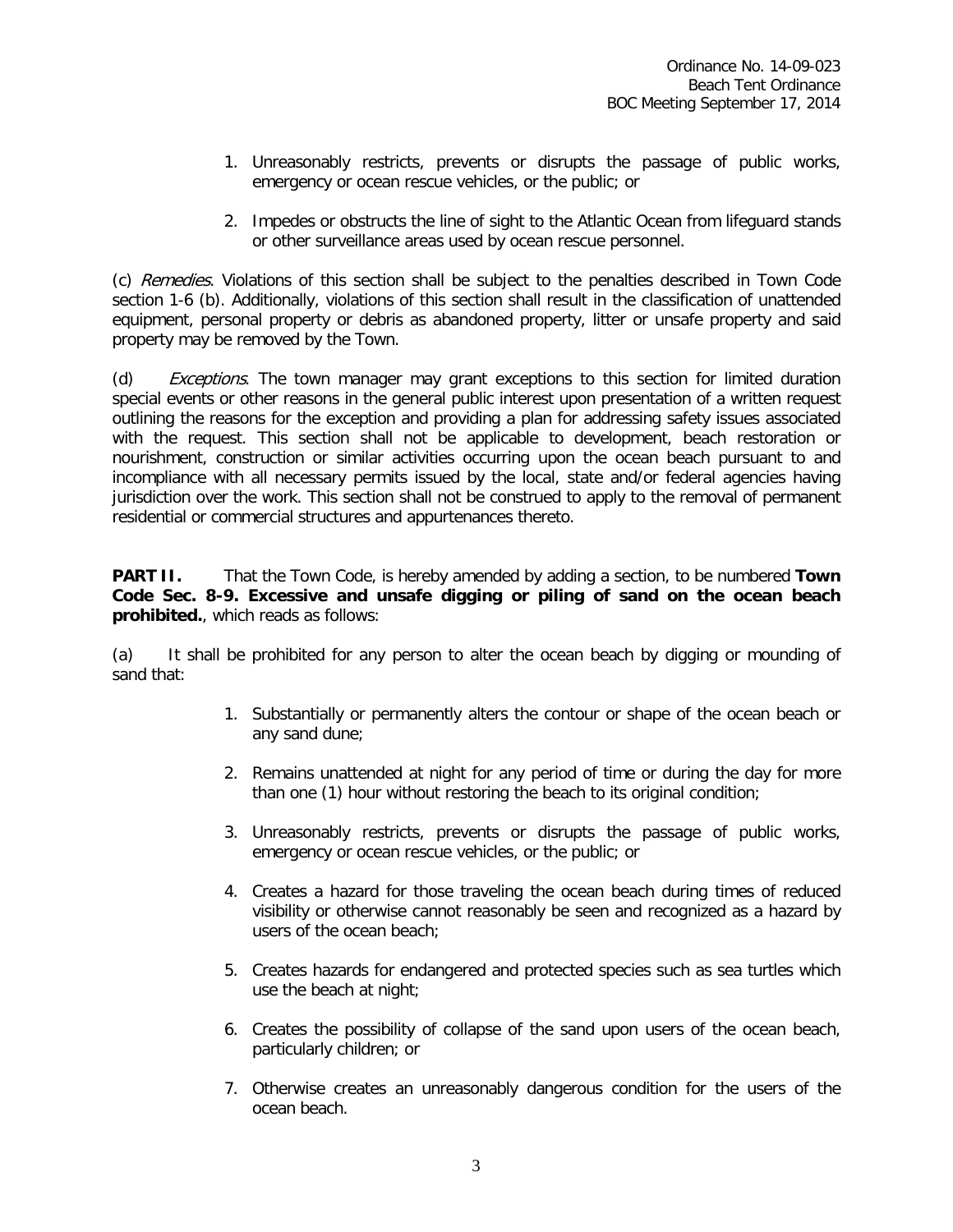1. Unreasonably restricts, prevents or disrupts the passage of public works, emergency or ocean rescue vehicles, or the public; or

2. Impedes or obstructs the line of sight to the Atlantic Ocean from lifeguard stands or other surveillance areas used by ocean rescue personnel.

(c) *Remedies*. Violations of this section shall be subject to the penalties described in Town Code section 1-6 (b). Additionally, violations of this section shall result in the classification of unattended equipment, personal property or debris as abandoned property, litter or unsafe property and said property may be removed by the Town.

(d) *Exceptions*. The town manager may grant exceptions to this section for limited duration special events or other reasons in the general public interest upon presentation of a written request outlining the reasons for the exception and providing a plan for addressing safety issues associated with the request. This section shall not be applicable to development, beach restoration or nourishment, construction or similar activities occurring upon the ocean beach pursuant to and incompliance with all necessary permits issued by the local, state and/or federal agencies having jurisdiction over the work. This section shall not be construed to apply to the removal of permanent residential or commercial structures and appurtenances thereto.

**PART II.** That the Town Code, is hereby amended by adding a section, to be numbered **Town Code Sec. 8-9. Excessive and unsafe digging or piling of sand on the ocean beach prohibited.**, which reads as follows:

(a) It shall be prohibited for any person to alter the ocean beach by digging or mounding of sand that:

1. Substantially or permanently alters the contour or shape of the ocean beach or any sand dune;

2. Remains unattended at night for any period of time or during the day for more than one (1) hour without restoring the beach to its original condition;

3. Unreasonably restricts, prevents or disrupts the passage of public works, emergency or ocean rescue vehicles, or the public; or

4. Creates a hazard for those traveling the ocean beach during times of reduced visibility or otherwise cannot reasonably be seen and recognized as a hazard by users of the ocean beach;

5. Creates hazards for endangered and protected species such as sea turtles which use the beach at night;

6. Creates the possibility of collapse of the sand upon users of the ocean beach, particularly children; or

7. Otherwise creates an unreasonably dangerous condition for the users of the ocean beach.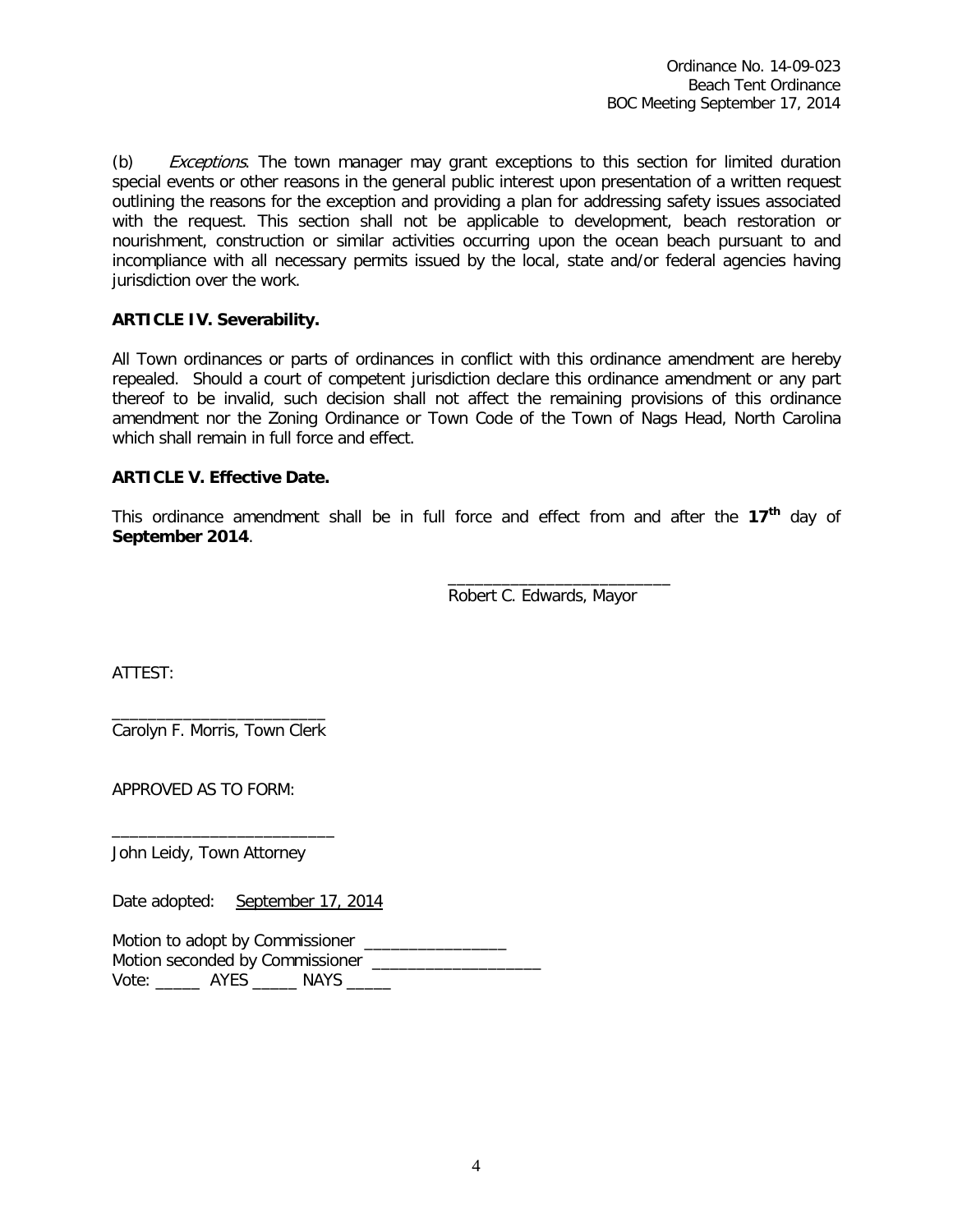(b) *Exceptions*. The town manager may grant exceptions to this section for limited duration special events or other reasons in the general public interest upon presentation of a written request outlining the reasons for the exception and providing a plan for addressing safety issues associated with the request. This section shall not be applicable to development, beach restoration or nourishment, construction or similar activities occurring upon the ocean beach pursuant to and incompliance with all necessary permits issued by the local, state and/or federal agencies having jurisdiction over the work.

**ARTICLE IV. Severability.**

All Town ordinances or parts of ordinances in conflict with this ordinance amendment are hereby repealed. Should a court of competent jurisdiction declare this ordinance amendment or any part thereof to be invalid, such decision shall not affect the remaining provisions of this ordinance amendment nor the Zoning Ordinance or Town Code of the Town of Nags Head, North Carolina which shall remain in full force and effect.

**ARTICLE V. Effective Date.**

This ordinance amendment shall be in full force and effect from and after the **17th** day of **September 2014**.

_________________________
Robert C. Edwards, Mayor

ATTEST:

_________________________
Carolyn F. Morris, Town Clerk

APPROVED AS TO FORM:

_________________________
John Leidy, Town Attorney

Date adopted: September 17, 2014

Motion to adopt by Commissioner ________________
Motion seconded by Commissioner ___________________
Vote: _____ AYES _____ NAYS _____